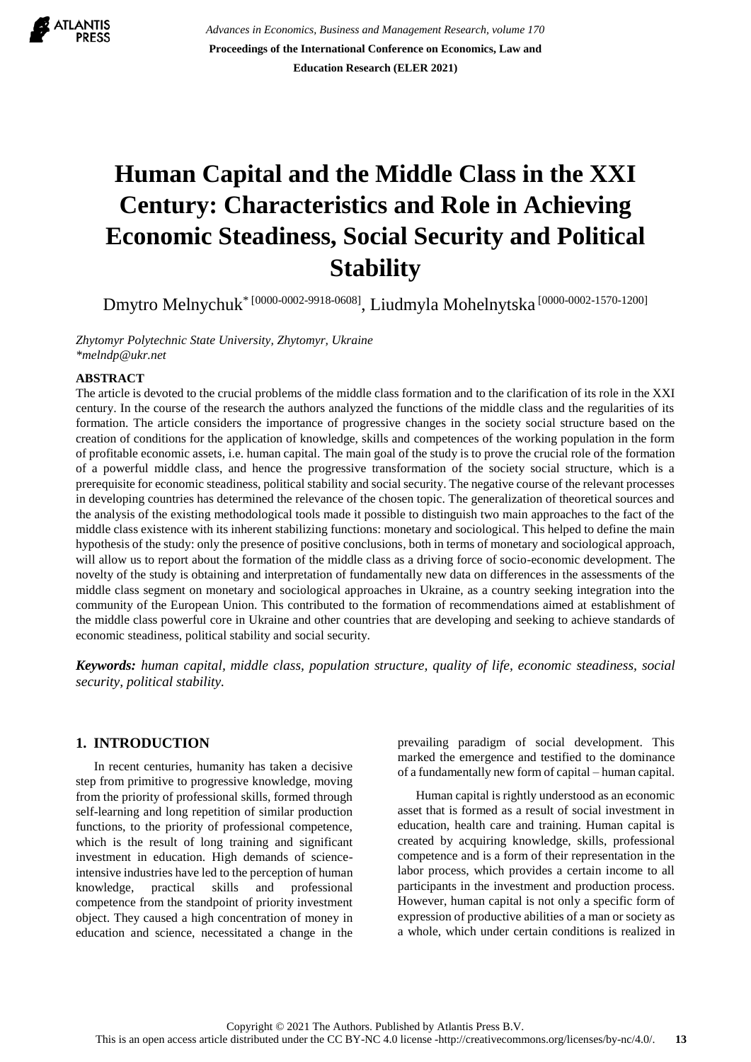# Human Capital and the Middle Class in the XXI Century: Characteristics and Role in Achieving Economic Steadiness, Social Security and Political Stability

Dmytro Melnychuk* [0000-0002-9918-0608], Liudmyla Mohelnytska [0000-0002-1570-1200]

*Zhytomyr Polytechnic State University, Zhytomyr, Ukraine*
*\*melndp@ukr.net*

## ABSTRACT

The article is devoted to the crucial problems of the middle class formation and to the clarification of its role in the XXI century. In the course of the research the authors analyzed the functions of the middle class and the regularities of its formation. The article considers the importance of progressive changes in the society social structure based on the creation of conditions for the application of knowledge, skills and competences of the working population in the form of profitable economic assets, i.e. human capital. The main goal of the study is to prove the crucial role of the formation of a powerful middle class, and hence the progressive transformation of the society social structure, which is a prerequisite for economic steadiness, political stability and social security. The negative course of the relevant processes in developing countries has determined the relevance of the chosen topic. The generalization of theoretical sources and the analysis of the existing methodological tools made it possible to distinguish two main approaches to the fact of the middle class existence with its inherent stabilizing functions: monetary and sociological. This helped to define the main hypothesis of the study: only the presence of positive conclusions, both in terms of monetary and sociological approach, will allow us to report about the formation of the middle class as a driving force of socio-economic development. The novelty of the study is obtaining and interpretation of fundamentally new data on differences in the assessments of the middle class segment on monetary and sociological approaches in Ukraine, as a country seeking integration into the community of the European Union. This contributed to the formation of recommendations aimed at establishment of the middle class powerful core in Ukraine and other countries that are developing and seeking to achieve standards of economic steadiness, political stability and social security.

***Keywords:*** *human capital, middle class, population structure, quality of life, economic steadiness, social security, political stability.*

## 1. INTRODUCTION

In recent centuries, humanity has taken a decisive step from primitive to progressive knowledge, moving from the priority of professional skills, formed through self-learning and long repetition of similar production functions, to the priority of professional competence, which is the result of long training and significant investment in education. High demands of science-intensive industries have led to the perception of human knowledge, practical skills and professional competence from the standpoint of priority investment object. They caused a high concentration of money in education and science, necessitated a change in the prevailing paradigm of social development. This marked the emergence and testified to the dominance of a fundamentally new form of capital – human capital.

Human capital is rightly understood as an economic asset that is formed as a result of social investment in education, health care and training. Human capital is created by acquiring knowledge, skills, professional competence and is a form of their representation in the labor process, which provides a certain income to all participants in the investment and production process. However, human capital is not only a specific form of expression of productive abilities of a man or society as a whole, which under certain conditions is realized in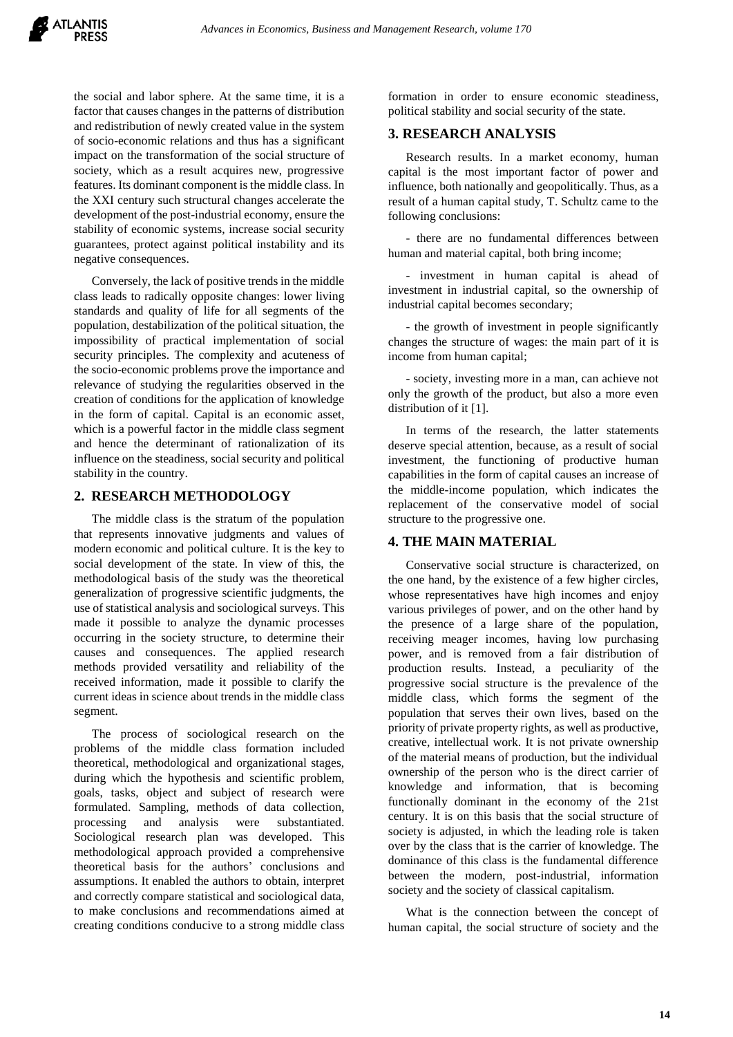the social and labor sphere. At the same time, it is a factor that causes changes in the patterns of distribution and redistribution of newly created value in the system of socio-economic relations and thus has a significant impact on the transformation of the social structure of society, which as a result acquires new, progressive features. Its dominant component is the middle class. In the XXI century such structural changes accelerate the development of the post-industrial economy, ensure the stability of economic systems, increase social security guarantees, protect against political instability and its negative consequences.

Conversely, the lack of positive trends in the middle class leads to radically opposite changes: lower living standards and quality of life for all segments of the population, destabilization of the political situation, the impossibility of practical implementation of social security principles. The complexity and acuteness of the socio-economic problems prove the importance and relevance of studying the regularities observed in the creation of conditions for the application of knowledge in the form of capital. Capital is an economic asset, which is a powerful factor in the middle class segment and hence the determinant of rationalization of its influence on the steadiness, social security and political stability in the country.

## 2. RESEARCH METHODOLOGY

The middle class is the stratum of the population that represents innovative judgments and values of modern economic and political culture. It is the key to social development of the state. In view of this, the methodological basis of the study was the theoretical generalization of progressive scientific judgments, the use of statistical analysis and sociological surveys. This made it possible to analyze the dynamic processes occurring in the society structure, to determine their causes and consequences. The applied research methods provided versatility and reliability of the received information, made it possible to clarify the current ideas in science about trends in the middle class segment.

The process of sociological research on the problems of the middle class formation included theoretical, methodological and organizational stages, during which the hypothesis and scientific problem, goals, tasks, object and subject of research were formulated. Sampling, methods of data collection, processing and analysis were substantiated. Sociological research plan was developed. This methodological approach provided a comprehensive theoretical basis for the authors' conclusions and assumptions. It enabled the authors to obtain, interpret and correctly compare statistical and sociological data, to make conclusions and recommendations aimed at creating conditions conducive to a strong middle class formation in order to ensure economic steadiness, political stability and social security of the state.

## 3. RESEARCH ANALYSIS

Research results. In a market economy, human capital is the most important factor of power and influence, both nationally and geopolitically. Thus, as a result of a human capital study, T. Schultz came to the following conclusions:

- there are no fundamental differences between human and material capital, both bring income;

- investment in human capital is ahead of investment in industrial capital, so the ownership of industrial capital becomes secondary;

- the growth of investment in people significantly changes the structure of wages: the main part of it is income from human capital;

- society, investing more in a man, can achieve not only the growth of the product, but also a more even distribution of it [1].

In terms of the research, the latter statements deserve special attention, because, as a result of social investment, the functioning of productive human capabilities in the form of capital causes an increase of the middle-income population, which indicates the replacement of the conservative model of social structure to the progressive one.

## 4. THE MAIN MATERIAL

Conservative social structure is characterized, on the one hand, by the existence of a few higher circles, whose representatives have high incomes and enjoy various privileges of power, and on the other hand by the presence of a large share of the population, receiving meager incomes, having low purchasing power, and is removed from a fair distribution of production results. Instead, a peculiarity of the progressive social structure is the prevalence of the middle class, which forms the segment of the population that serves their own lives, based on the priority of private property rights, as well as productive, creative, intellectual work. It is not private ownership of the material means of production, but the individual ownership of the person who is the direct carrier of knowledge and information, that is becoming functionally dominant in the economy of the 21st century. It is on this basis that the social structure of society is adjusted, in which the leading role is taken over by the class that is the carrier of knowledge. The dominance of this class is the fundamental difference between the modern, post-industrial, information society and the society of classical capitalism.

What is the connection between the concept of human capital, the social structure of society and the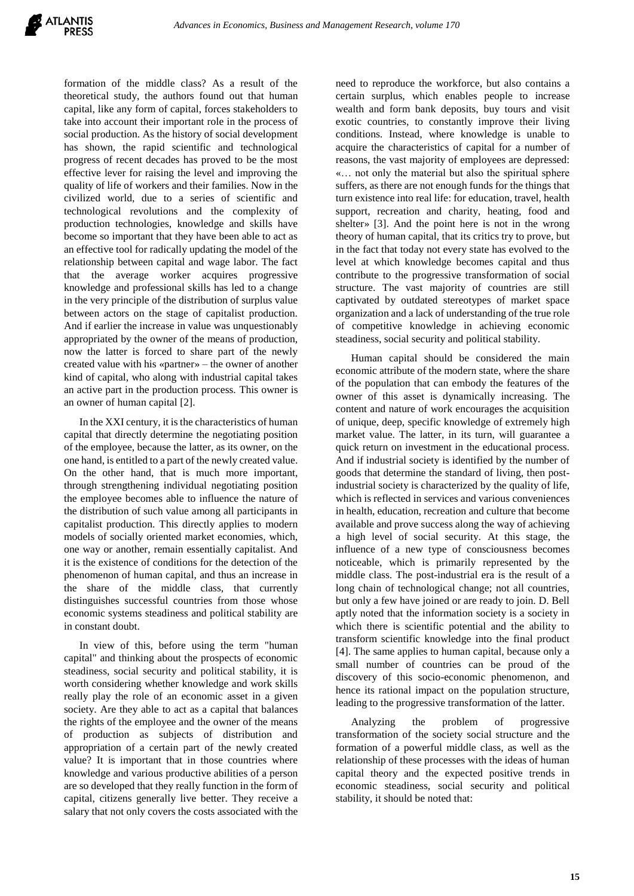formation of the middle class? As a result of the theoretical study, the authors found out that human capital, like any form of capital, forces stakeholders to take into account their important role in the process of social production. As the history of social development has shown, the rapid scientific and technological progress of recent decades has proved to be the most effective lever for raising the level and improving the quality of life of workers and their families. Now in the civilized world, due to a series of scientific and technological revolutions and the complexity of production technologies, knowledge and skills have become so important that they have been able to act as an effective tool for radically updating the model of the relationship between capital and wage labor. The fact that the average worker acquires progressive knowledge and professional skills has led to a change in the very principle of the distribution of surplus value between actors on the stage of capitalist production. And if earlier the increase in value was unquestionably appropriated by the owner of the means of production, now the latter is forced to share part of the newly created value with his «partner» – the owner of another kind of capital, who along with industrial capital takes an active part in the production process. This owner is an owner of human capital [2].

In the XXI century, it is the characteristics of human capital that directly determine the negotiating position of the employee, because the latter, as its owner, on the one hand, is entitled to a part of the newly created value. On the other hand, that is much more important, through strengthening individual negotiating position the employee becomes able to influence the nature of the distribution of such value among all participants in capitalist production. This directly applies to modern models of socially oriented market economies, which, one way or another, remain essentially capitalist. And it is the existence of conditions for the detection of the phenomenon of human capital, and thus an increase in the share of the middle class, that currently distinguishes successful countries from those whose economic systems steadiness and political stability are in constant doubt.

In view of this, before using the term "human capital" and thinking about the prospects of economic steadiness, social security and political stability, it is worth considering whether knowledge and work skills really play the role of an economic asset in a given society. Are they able to act as a capital that balances the rights of the employee and the owner of the means of production as subjects of distribution and appropriation of a certain part of the newly created value? It is important that in those countries where knowledge and various productive abilities of a person are so developed that they really function in the form of capital, citizens generally live better. They receive a salary that not only covers the costs associated with the need to reproduce the workforce, but also contains a certain surplus, which enables people to increase wealth and form bank deposits, buy tours and visit exotic countries, to constantly improve their living conditions. Instead, where knowledge is unable to acquire the characteristics of capital for a number of reasons, the vast majority of employees are depressed: «… not only the material but also the spiritual sphere suffers, as there are not enough funds for the things that turn existence into real life: for education, travel, health support, recreation and charity, heating, food and shelter» [3]. And the point here is not in the wrong theory of human capital, that its critics try to prove, but in the fact that today not every state has evolved to the level at which knowledge becomes capital and thus contribute to the progressive transformation of social structure. The vast majority of countries are still captivated by outdated stereotypes of market space organization and a lack of understanding of the true role of competitive knowledge in achieving economic steadiness, social security and political stability.

Human capital should be considered the main economic attribute of the modern state, where the share of the population that can embody the features of the owner of this asset is dynamically increasing. The content and nature of work encourages the acquisition of unique, deep, specific knowledge of extremely high market value. The latter, in its turn, will guarantee a quick return on investment in the educational process. And if industrial society is identified by the number of goods that determine the standard of living, then post-industrial society is characterized by the quality of life, which is reflected in services and various conveniences in health, education, recreation and culture that become available and prove success along the way of achieving a high level of social security. At this stage, the influence of a new type of consciousness becomes noticeable, which is primarily represented by the middle class. The post-industrial era is the result of a long chain of technological change; not all countries, but only a few have joined or are ready to join. D. Bell aptly noted that the information society is a society in which there is scientific potential and the ability to transform scientific knowledge into the final product [4]. The same applies to human capital, because only a small number of countries can be proud of the discovery of this socio-economic phenomenon, and hence its rational impact on the population structure, leading to the progressive transformation of the latter.

Analyzing the problem of progressive transformation of the society social structure and the formation of a powerful middle class, as well as the relationship of these processes with the ideas of human capital theory and the expected positive trends in economic steadiness, social security and political stability, it should be noted that: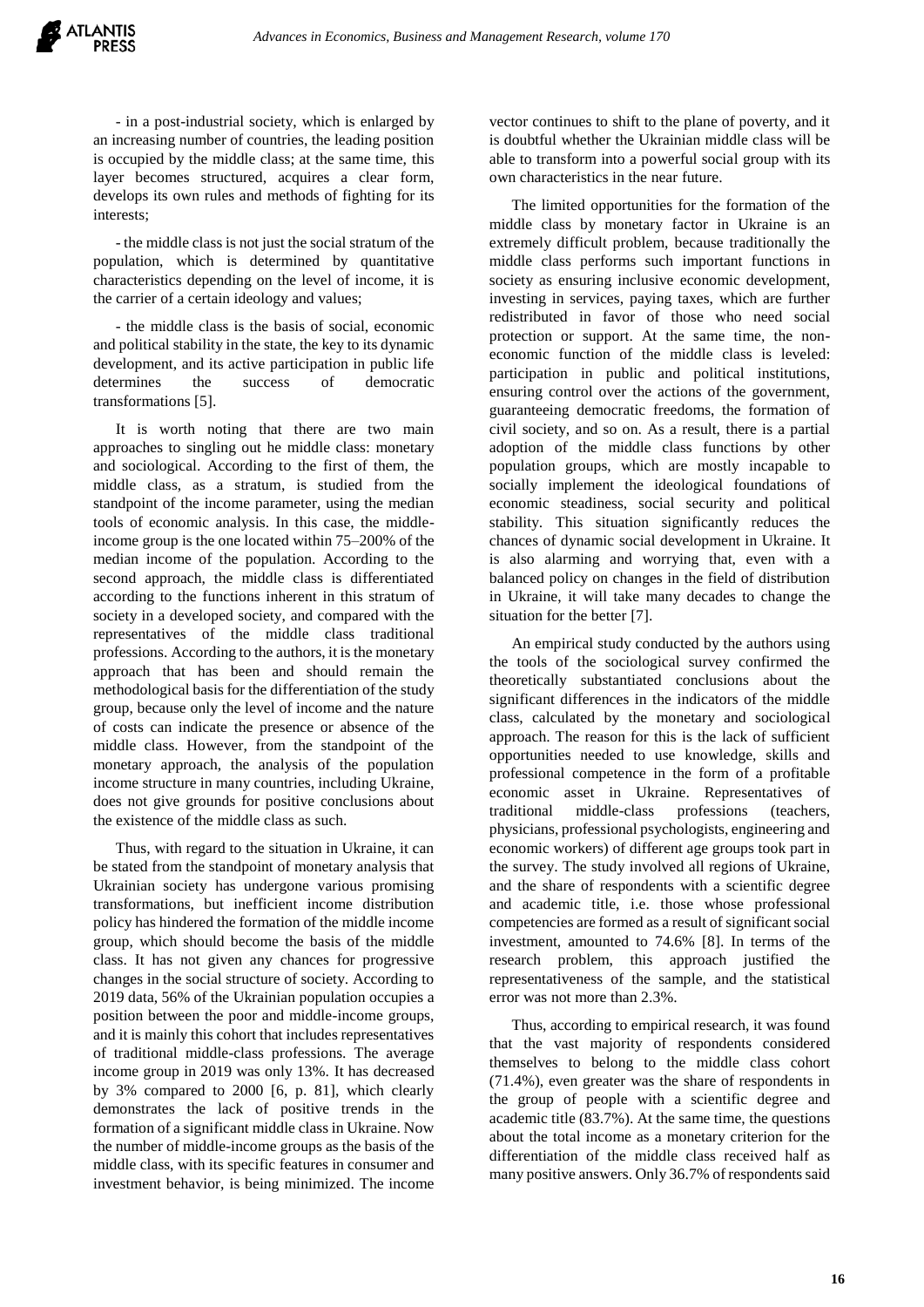- in a post-industrial society, which is enlarged by an increasing number of countries, the leading position is occupied by the middle class; at the same time, this layer becomes structured, acquires a clear form, develops its own rules and methods of fighting for its interests;

- the middle class is not just the social stratum of the population, which is determined by quantitative characteristics depending on the level of income, it is the carrier of a certain ideology and values;

- the middle class is the basis of social, economic and political stability in the state, the key to its dynamic development, and its active participation in public life determines the success of democratic transformations [5].

It is worth noting that there are two main approaches to singling out he middle class: monetary and sociological. According to the first of them, the middle class, as a stratum, is studied from the standpoint of the income parameter, using the median tools of economic analysis. In this case, the middle-income group is the one located within 75–200% of the median income of the population. According to the second approach, the middle class is differentiated according to the functions inherent in this stratum of society in a developed society, and compared with the representatives of the middle class traditional professions. According to the authors, it is the monetary approach that has been and should remain the methodological basis for the differentiation of the study group, because only the level of income and the nature of costs can indicate the presence or absence of the middle class. However, from the standpoint of the monetary approach, the analysis of the population income structure in many countries, including Ukraine, does not give grounds for positive conclusions about the existence of the middle class as such.

Thus, with regard to the situation in Ukraine, it can be stated from the standpoint of monetary analysis that Ukrainian society has undergone various promising transformations, but inefficient income distribution policy has hindered the formation of the middle income group, which should become the basis of the middle class. It has not given any chances for progressive changes in the social structure of society. According to 2019 data, 56% of the Ukrainian population occupies a position between the poor and middle-income groups, and it is mainly this cohort that includes representatives of traditional middle-class professions. The average income group in 2019 was only 13%. It has decreased by 3% compared to 2000 [6, p. 81], which clearly demonstrates the lack of positive trends in the formation of a significant middle class in Ukraine. Now the number of middle-income groups as the basis of the middle class, with its specific features in consumer and investment behavior, is being minimized. The income vector continues to shift to the plane of poverty, and it is doubtful whether the Ukrainian middle class will be able to transform into a powerful social group with its own characteristics in the near future.

The limited opportunities for the formation of the middle class by monetary factor in Ukraine is an extremely difficult problem, because traditionally the middle class performs such important functions in society as ensuring inclusive economic development, investing in services, paying taxes, which are further redistributed in favor of those who need social protection or support. At the same time, the non-economic function of the middle class is leveled: participation in public and political institutions, ensuring control over the actions of the government, guaranteeing democratic freedoms, the formation of civil society, and so on. As a result, there is a partial adoption of the middle class functions by other population groups, which are mostly incapable to socially implement the ideological foundations of economic steadiness, social security and political stability. This situation significantly reduces the chances of dynamic social development in Ukraine. It is also alarming and worrying that, even with a balanced policy on changes in the field of distribution in Ukraine, it will take many decades to change the situation for the better [7].

An empirical study conducted by the authors using the tools of the sociological survey confirmed the theoretically substantiated conclusions about the significant differences in the indicators of the middle class, calculated by the monetary and sociological approach. The reason for this is the lack of sufficient opportunities needed to use knowledge, skills and professional competence in the form of a profitable economic asset in Ukraine. Representatives of traditional middle-class professions (teachers, physicians, professional psychologists, engineering and economic workers) of different age groups took part in the survey. The study involved all regions of Ukraine, and the share of respondents with a scientific degree and academic title, i.e. those whose professional competencies are formed as a result of significant social investment, amounted to 74.6% [8]. In terms of the research problem, this approach justified the representativeness of the sample, and the statistical error was not more than 2.3%.

Thus, according to empirical research, it was found that the vast majority of respondents considered themselves to belong to the middle class cohort (71.4%), even greater was the share of respondents in the group of people with a scientific degree and academic title (83.7%). At the same time, the questions about the total income as a monetary criterion for the differentiation of the middle class received half as many positive answers. Only 36.7% of respondents said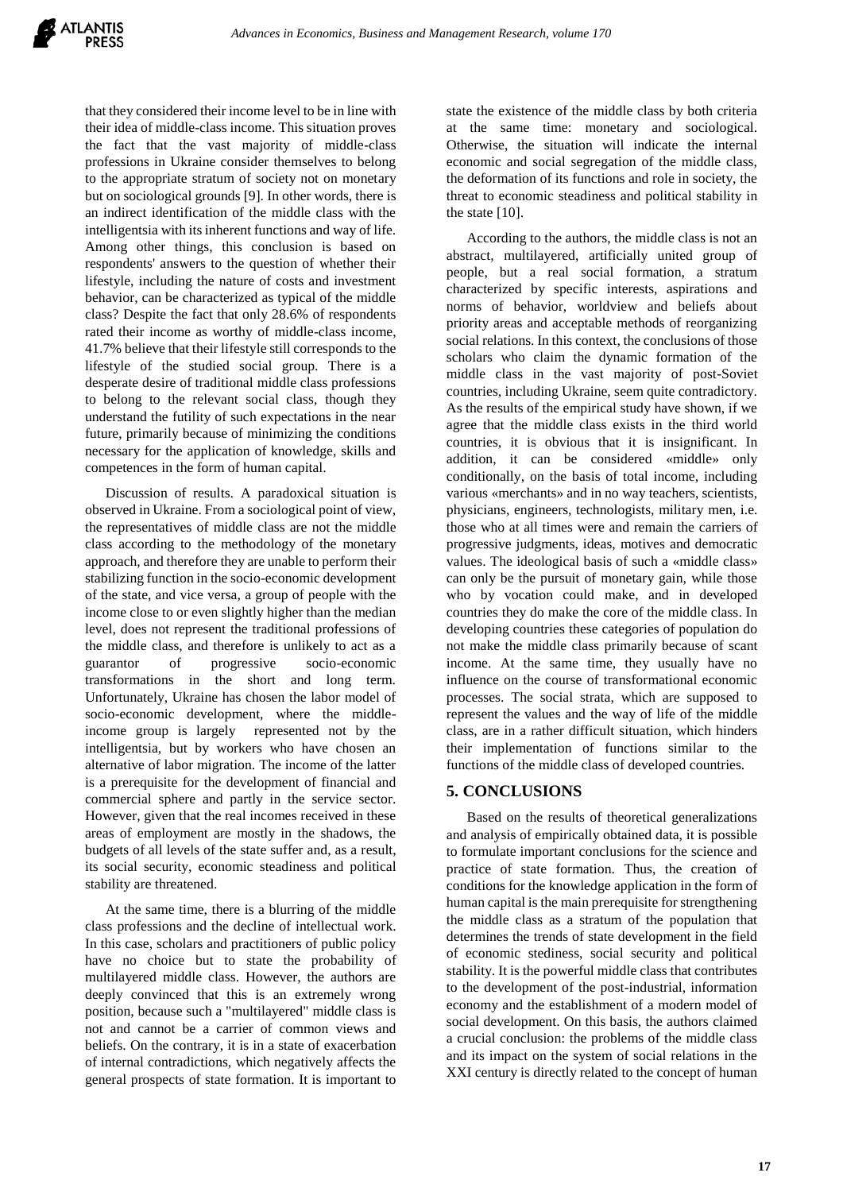that they considered their income level to be in line with their idea of middle-class income. This situation proves the fact that the vast majority of middle-class professions in Ukraine consider themselves to belong to the appropriate stratum of society not on monetary but on sociological grounds [9]. In other words, there is an indirect identification of the middle class with the intelligentsia with its inherent functions and way of life. Among other things, this conclusion is based on respondents' answers to the question of whether their lifestyle, including the nature of costs and investment behavior, can be characterized as typical of the middle class? Despite the fact that only 28.6% of respondents rated their income as worthy of middle-class income, 41.7% believe that their lifestyle still corresponds to the lifestyle of the studied social group. There is a desperate desire of traditional middle class professions to belong to the relevant social class, though they understand the futility of such expectations in the near future, primarily because of minimizing the conditions necessary for the application of knowledge, skills and competences in the form of human capital.

Discussion of results. A paradoxical situation is observed in Ukraine. From a sociological point of view, the representatives of middle class are not the middle class according to the methodology of the monetary approach, and therefore they are unable to perform their stabilizing function in the socio-economic development of the state, and vice versa, a group of people with the income close to or even slightly higher than the median level, does not represent the traditional professions of the middle class, and therefore is unlikely to act as a guarantor of progressive socio-economic transformations in the short and long term. Unfortunately, Ukraine has chosen the labor model of socio-economic development, where the middle-income group is largely represented not by the intelligentsia, but by workers who have chosen an alternative of labor migration. The income of the latter is a prerequisite for the development of financial and commercial sphere and partly in the service sector. However, given that the real incomes received in these areas of employment are mostly in the shadows, the budgets of all levels of the state suffer and, as a result, its social security, economic steadiness and political stability are threatened.

At the same time, there is a blurring of the middle class professions and the decline of intellectual work. In this case, scholars and practitioners of public policy have no choice but to state the probability of multilayered middle class. However, the authors are deeply convinced that this is an extremely wrong position, because such a "multilayered" middle class is not and cannot be a carrier of common views and beliefs. On the contrary, it is in a state of exacerbation of internal contradictions, which negatively affects the general prospects of state formation. It is important to state the existence of the middle class by both criteria at the same time: monetary and sociological. Otherwise, the situation will indicate the internal economic and social segregation of the middle class, the deformation of its functions and role in society, the threat to economic steadiness and political stability in the state [10].

According to the authors, the middle class is not an abstract, multilayered, artificially united group of people, but a real social formation, a stratum characterized by specific interests, aspirations and norms of behavior, worldview and beliefs about priority areas and acceptable methods of reorganizing social relations. In this context, the conclusions of those scholars who claim the dynamic formation of the middle class in the vast majority of post-Soviet countries, including Ukraine, seem quite contradictory. As the results of the empirical study have shown, if we agree that the middle class exists in the third world countries, it is obvious that it is insignificant. In addition, it can be considered «middle» only conditionally, on the basis of total income, including various «merchants» and in no way teachers, scientists, physicians, engineers, technologists, military men, i.e. those who at all times were and remain the carriers of progressive judgments, ideas, motives and democratic values. The ideological basis of such a «middle class» can only be the pursuit of monetary gain, while those who by vocation could make, and in developed countries they do make the core of the middle class. In developing countries these categories of population do not make the middle class primarily because of scant income. At the same time, they usually have no influence on the course of transformational economic processes. The social strata, which are supposed to represent the values and the way of life of the middle class, are in a rather difficult situation, which hinders their implementation of functions similar to the functions of the middle class of developed countries.

## 5. CONCLUSIONS

Based on the results of theoretical generalizations and analysis of empirically obtained data, it is possible to formulate important conclusions for the science and practice of state formation. Thus, the creation of conditions for the knowledge application in the form of human capital is the main prerequisite for strengthening the middle class as a stratum of the population that determines the trends of state development in the field of economic stediness, social security and political stability. It is the powerful middle class that contributes to the development of the post-industrial, information economy and the establishment of a modern model of social development. On this basis, the authors claimed a crucial conclusion: the problems of the middle class and its impact on the system of social relations in the XXI century is directly related to the concept of human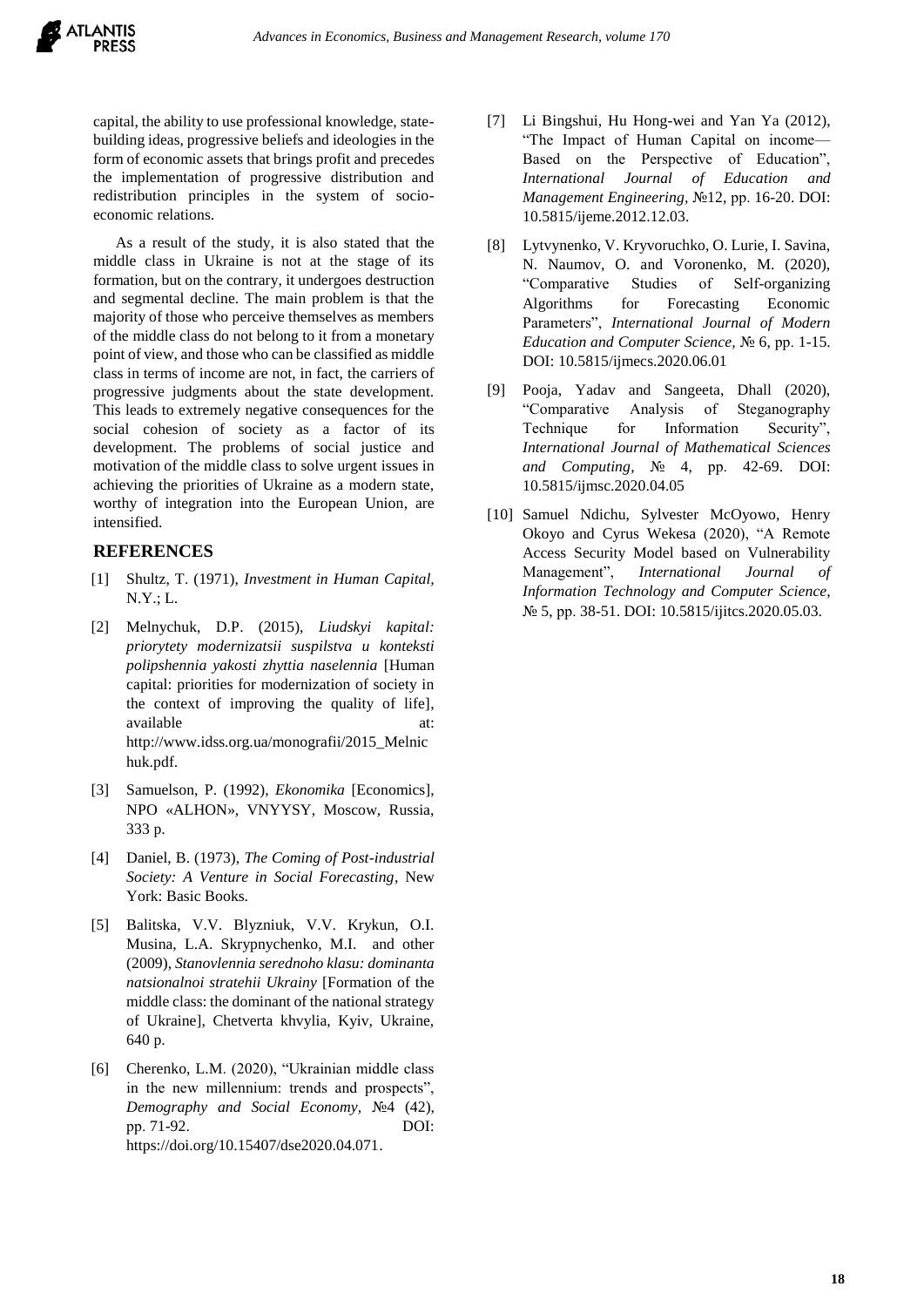capital, the ability to use professional knowledge, state-building ideas, progressive beliefs and ideologies in the form of economic assets that brings profit and precedes the implementation of progressive distribution and redistribution principles in the system of socio-economic relations.

As a result of the study, it is also stated that the middle class in Ukraine is not at the stage of its formation, but on the contrary, it undergoes destruction and segmental decline. The main problem is that the majority of those who perceive themselves as members of the middle class do not belong to it from a monetary point of view, and those who can be classified as middle class in terms of income are not, in fact, the carriers of progressive judgments about the state development. This leads to extremely negative consequences for the social cohesion of society as a factor of its development. The problems of social justice and motivation of the middle class to solve urgent issues in achieving the priorities of Ukraine as a modern state, worthy of integration into the European Union, are intensified.

## REFERENCES

[1] Shultz, T. (1971), *Investment in Human Capital*, N.Y.; L.

[2] Melnychuk, D.P. (2015), *Liudskyi kapital: priorytety modernizatsii suspilstva u konteksti polipshennia yakosti zhyttia naselennia* [Human capital: priorities for modernization of society in the context of improving the quality of life], available at: http://www.idss.org.ua/monografii/2015_Melnichuk.pdf.

[3] Samuelson, P. (1992), *Ekonomika* [Economics], NPO «ALHON», VNYYSY, Moscow, Russia, 333 p.

[4] Daniel, B. (1973), *The Coming of Post-industrial Society: A Venture in Social Forecasting*, New York: Basic Books.

[5] Balitska, V.V. Blyzniuk, V.V. Krykun, O.I. Musina, L.A. Skrypnychenko, M.I. and other (2009), *Stanovlennia serednoho klasu: dominanta natsionalnoi stratehii Ukrainy* [Formation of the middle class: the dominant of the national strategy of Ukraine], Chetverta khvylia, Kyiv, Ukraine, 640 p.

[6] Cherenko, L.M. (2020), "Ukrainian middle class in the new millennium: trends and prospects", *Demography and Social Economy*, №4 (42), pp. 71-92. DOI: https://doi.org/10.15407/dse2020.04.071.

[7] Li Bingshui, Hu Hong-wei and Yan Ya (2012), "The Impact of Human Capital on income—Based on the Perspective of Education", *International Journal of Education and Management Engineering*, №12, pp. 16-20. DOI: 10.5815/ijeme.2012.12.03.

[8] Lytvynenko, V. Kryvoruchko, O. Lurie, I. Savina, N. Naumov, O. and Voronenko, M. (2020), "Comparative Studies of Self-organizing Algorithms for Forecasting Economic Parameters", *International Journal of Modern Education and Computer Science*, № 6, pp. 1-15. DOI: 10.5815/ijmecs.2020.06.01

[9] Pooja, Yadav and Sangeeta, Dhall (2020), "Comparative Analysis of Steganography Technique for Information Security", *International Journal of Mathematical Sciences and Computing*, № 4, pp. 42-69. DOI: 10.5815/ijmsc.2020.04.05

[10] Samuel Ndichu, Sylvester McOyowo, Henry Okoyo and Cyrus Wekesa (2020), "A Remote Access Security Model based on Vulnerability Management", *International Journal of Information Technology and Computer Science*, № 5, pp. 38-51. DOI: 10.5815/ijitcs.2020.05.03.